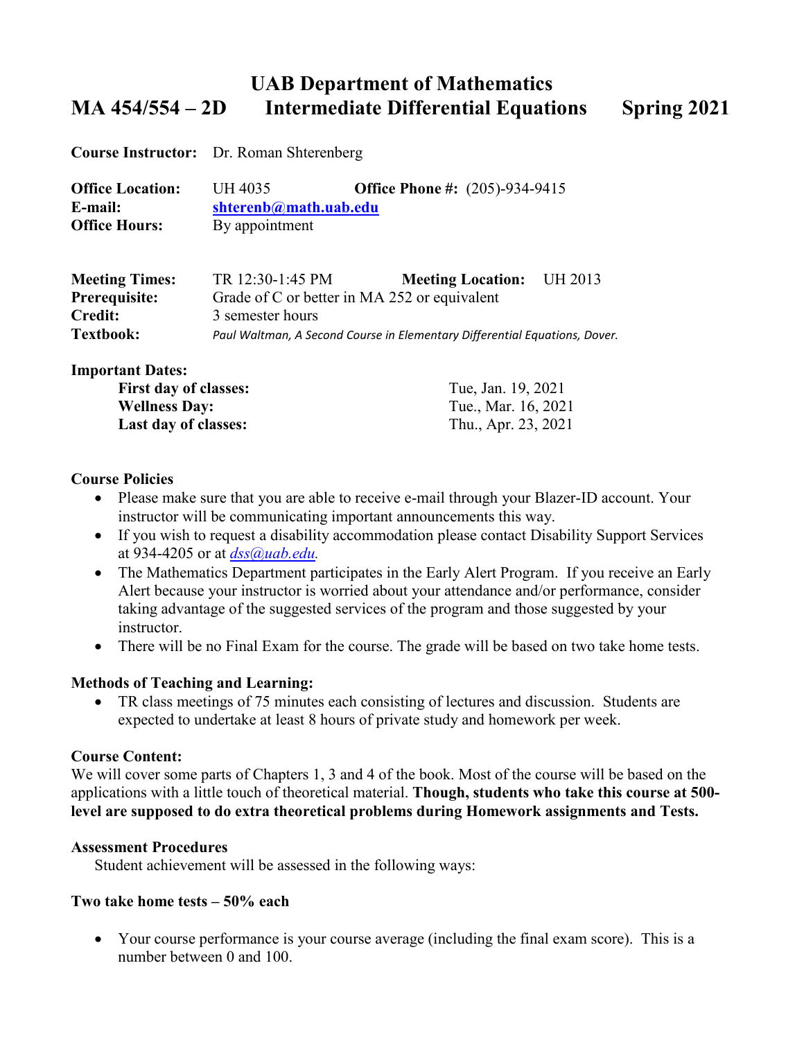# UAB Department of Mathematics

## MA 454/554 – 2D Intermediate Differential Equations Spring 2021

**Course Instructor:** Dr. Roman Shterenberg

**Office Location:** UH 4035 **Office Phone #:** (205)-934-9415
**E-mail:** **shterenb@math.uab.edu**
**Office Hours:** By appointment

**Meeting Times:** TR 12:30-1:45 PM **Meeting Location:** UH 2013
**Prerequisite:** Grade of C or better in MA 252 or equivalent
**Credit:** 3 semester hours
**Textbook:** *Paul Waltman, A Second Course in Elementary Differential Equations, Dover.*

**Important Dates:**

| | |
|---|---|
| **First day of classes:** | Tue, Jan. 19, 2021 |
| **Wellness Day:** | Tue., Mar. 16, 2021 |
| **Last day of classes:** | Thu., Apr. 23, 2021 |

**Course Policies**

- Please make sure that you are able to receive e-mail through your Blazer-ID account. Your instructor will be communicating important announcements this way.
- If you wish to request a disability accommodation please contact Disability Support Services at 934-4205 or at *dss@uab.edu.*
- The Mathematics Department participates in the Early Alert Program. If you receive an Early Alert because your instructor is worried about your attendance and/or performance, consider taking advantage of the suggested services of the program and those suggested by your instructor.
- There will be no Final Exam for the course. The grade will be based on two take home tests.

**Methods of Teaching and Learning:**

- TR class meetings of 75 minutes each consisting of lectures and discussion. Students are expected to undertake at least 8 hours of private study and homework per week.

**Course Content:**
We will cover some parts of Chapters 1, 3 and 4 of the book. Most of the course will be based on the applications with a little touch of theoretical material. **Though, students who take this course at 500-level are supposed to do extra theoretical problems during Homework assignments and Tests.**

**Assessment Procedures**

Student achievement will be assessed in the following ways:

**Two take home tests – 50% each**

- Your course performance is your course average (including the final exam score). This is a number between 0 and 100.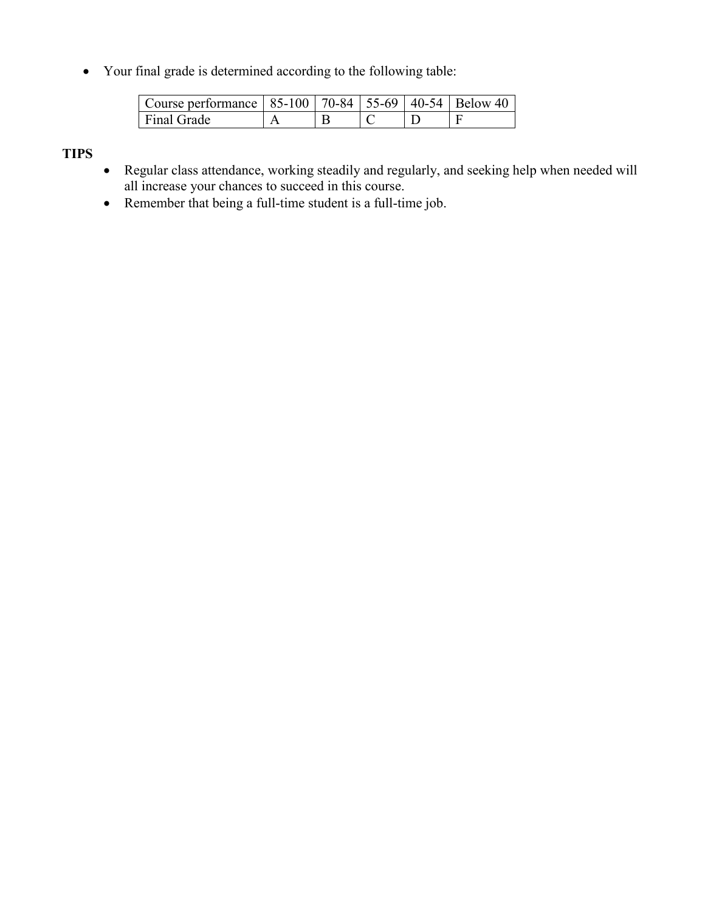- Your final grade is determined according to the following table:

| Course performance | 85-100 | 70-84 | 55-69 | 40-54 | Below 40 |
|---|---|---|---|---|---|
| Final Grade | A | B | C | D | F |

**TIPS**

- Regular class attendance, working steadily and regularly, and seeking help when needed will all increase your chances to succeed in this course.
- Remember that being a full-time student is a full-time job.